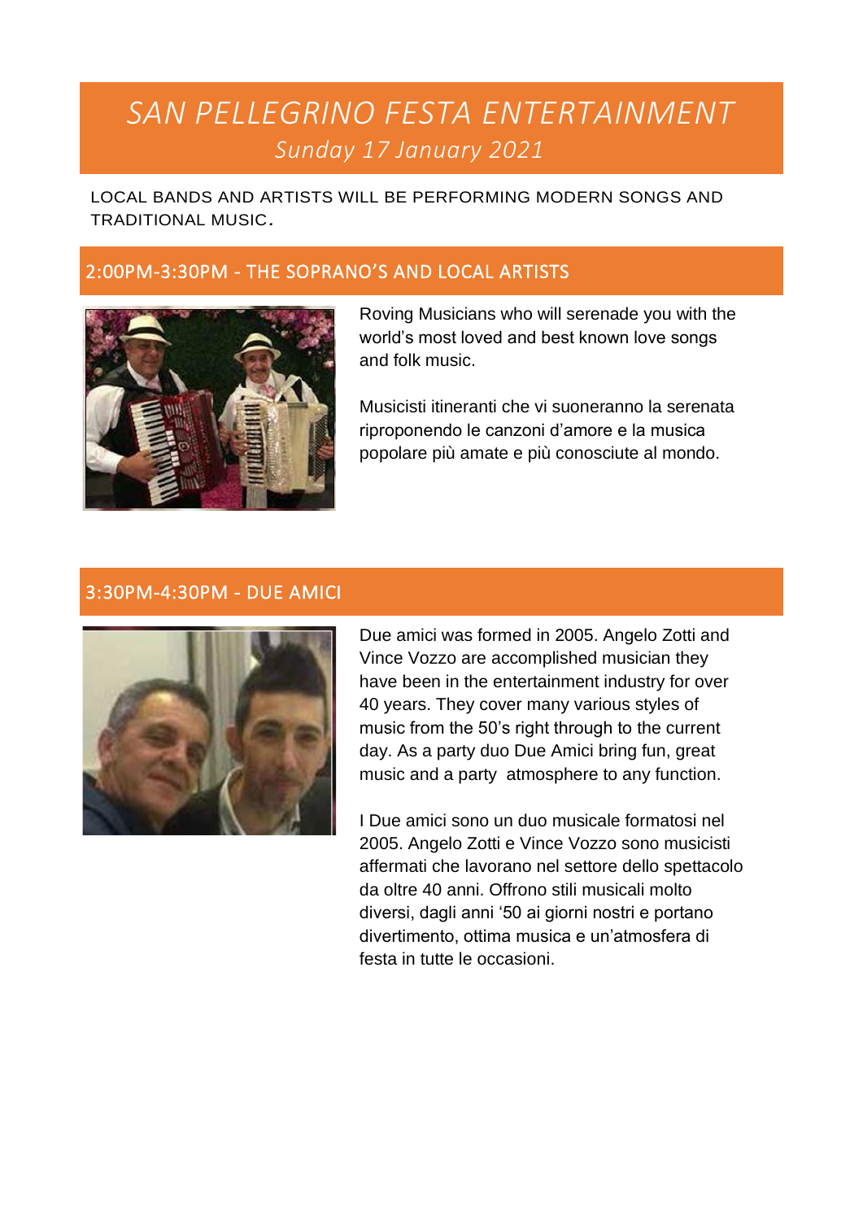# SAN PELLEGRINO FESTA ENTERTAINMENT

*Sunday 17 January 2021*

LOCAL BANDS AND ARTISTS WILL BE PERFORMING MODERN SONGS AND TRADITIONAL MUSIC.

## 2:00PM-3:30PM - THE SOPRANO'S AND LOCAL ARTISTS

Roving Musicians who will serenade you with the world's most loved and best known love songs and folk music.

Musicisti itineranti che vi suoneranno la serenata riproponendo le canzoni d'amore e la musica popolare più amate e più conosciute al mondo.

## 3:30PM-4:30PM - DUE AMICI

Due amici was formed in 2005. Angelo Zotti and Vince Vozzo are accomplished musician they have been in the entertainment industry for over 40 years. They cover many various styles of music from the 50's right through to the current day. As a party duo Due Amici bring fun, great music and a party atmosphere to any function.

I Due amici sono un duo musicale formatosi nel 2005. Angelo Zotti e Vince Vozzo sono musicisti affermati che lavorano nel settore dello spettacolo da oltre 40 anni. Offrono stili musicali molto diversi, dagli anni '50 ai giorni nostri e portano divertimento, ottima musica e un'atmosfera di festa in tutte le occasioni.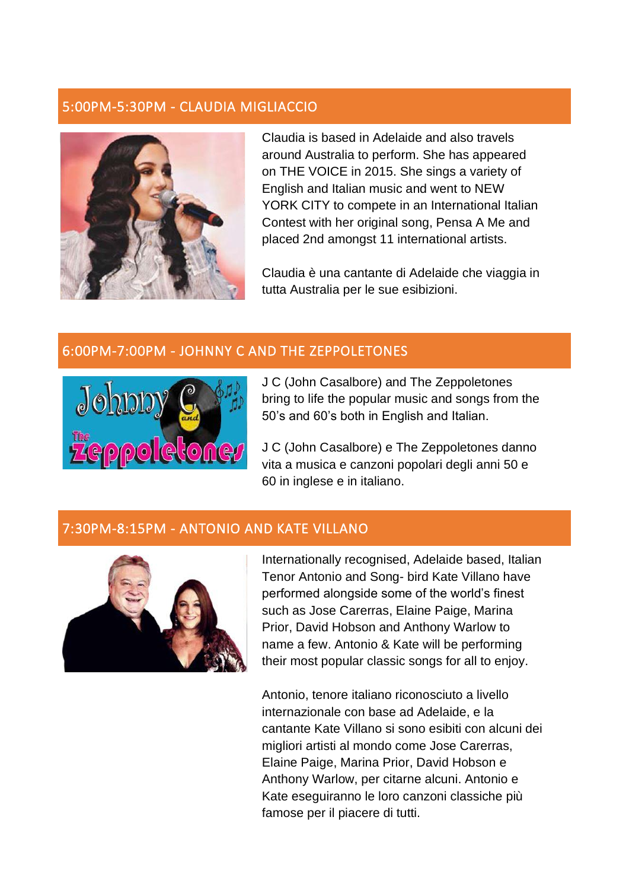## 5:00PM-5:30PM - CLAUDIA MIGLIACCIO

Claudia is based in Adelaide and also travels around Australia to perform. She has appeared on THE VOICE in 2015. She sings a variety of English and Italian music and went to NEW YORK CITY to compete in an International Italian Contest with her original song, Pensa A Me and placed 2nd amongst 11 international artists.

Claudia è una cantante di Adelaide che viaggia in tutta Australia per le sue esibizioni.

## 6:00PM-7:00PM - JOHNNY C AND THE ZEPPOLETONES

J C (John Casalbore) and The Zeppoletones bring to life the popular music and songs from the 50's and 60's both in English and Italian.

J C (John Casalbore) e The Zeppoletones danno vita a musica e canzoni popolari degli anni 50 e 60 in inglese e in italiano.

## 7:30PM-8:15PM - ANTONIO AND KATE VILLANO

Internationally recognised, Adelaide based, Italian Tenor Antonio and Song- bird Kate Villano have performed alongside some of the world's finest such as Jose Carerras, Elaine Paige, Marina Prior, David Hobson and Anthony Warlow to name a few. Antonio & Kate will be performing their most popular classic songs for all to enjoy.

Antonio, tenore italiano riconosciuto a livello internazionale con base ad Adelaide, e la cantante Kate Villano si sono esibiti con alcuni dei migliori artisti al mondo come Jose Carerras, Elaine Paige, Marina Prior, David Hobson e Anthony Warlow, per citarne alcuni. Antonio e Kate eseguiranno le loro canzoni classiche più famose per il piacere di tutti.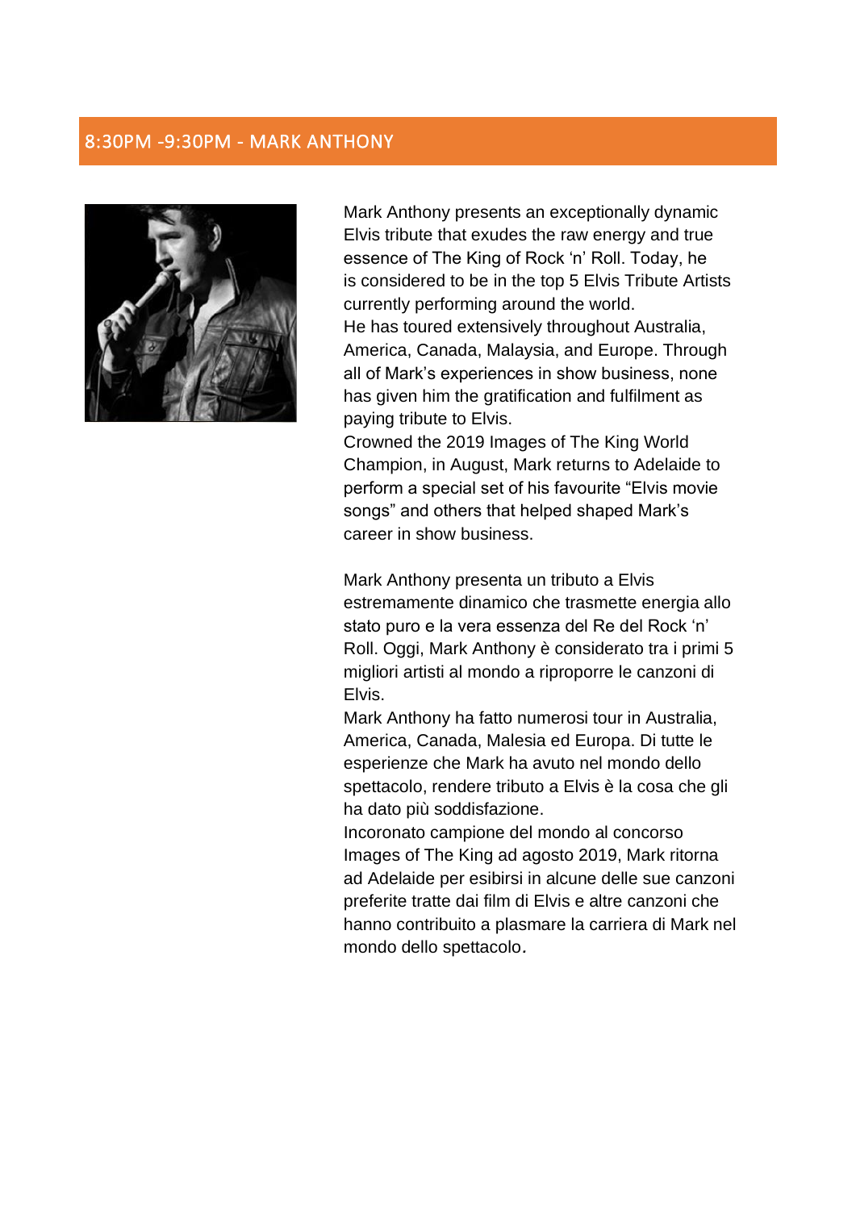## 8:30PM -9:30PM - MARK ANTHONY

Mark Anthony presents an exceptionally dynamic Elvis tribute that exudes the raw energy and true essence of The King of Rock 'n' Roll. Today, he is considered to be in the top 5 Elvis Tribute Artists currently performing around the world.

He has toured extensively throughout Australia, America, Canada, Malaysia, and Europe. Through all of Mark's experiences in show business, none has given him the gratification and fulfilment as paying tribute to Elvis.

Crowned the 2019 Images of The King World Champion, in August, Mark returns to Adelaide to perform a special set of his favourite "Elvis movie songs" and others that helped shaped Mark's career in show business.

Mark Anthony presenta un tributo a Elvis estremamente dinamico che trasmette energia allo stato puro e la vera essenza del Re del Rock 'n' Roll. Oggi, Mark Anthony è considerato tra i primi 5 migliori artisti al mondo a riproporre le canzoni di Elvis.

Mark Anthony ha fatto numerosi tour in Australia, America, Canada, Malesia ed Europa. Di tutte le esperienze che Mark ha avuto nel mondo dello spettacolo, rendere tributo a Elvis è la cosa che gli ha dato più soddisfazione.

Incoronato campione del mondo al concorso Images of The King ad agosto 2019, Mark ritorna ad Adelaide per esibirsi in alcune delle sue canzoni preferite tratte dai film di Elvis e altre canzoni che hanno contribuito a plasmare la carriera di Mark nel mondo dello spettacolo.